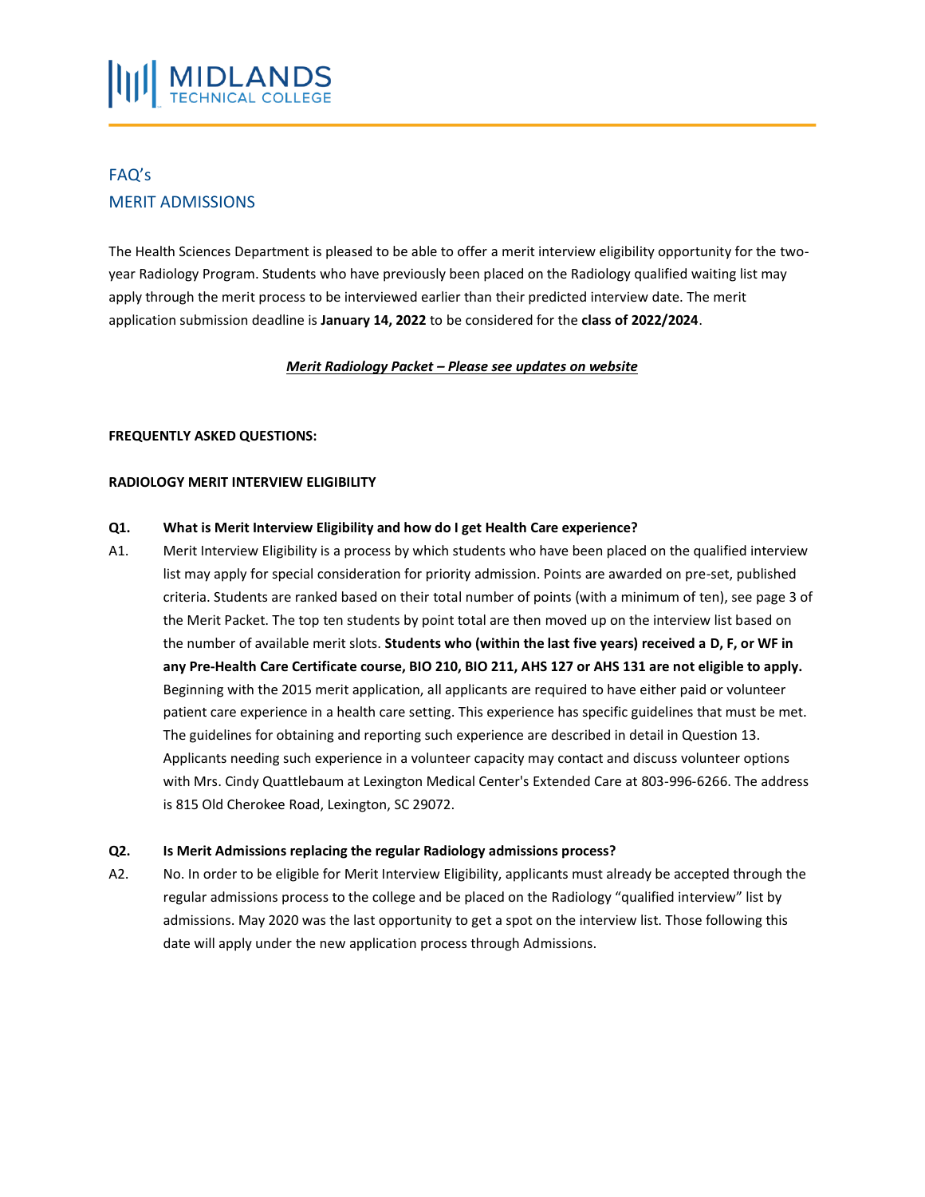MIDLANDS TECHNICAL COLLEGE

# FAQ's
# MERIT ADMISSIONS

The Health Sciences Department is pleased to be able to offer a merit interview eligibility opportunity for the two-year Radiology Program. Students who have previously been placed on the Radiology qualified waiting list may apply through the merit process to be interviewed earlier than their predicted interview date. The merit application submission deadline is **January 14, 2022** to be considered for the **class of 2022/2024**.

***Merit Radiology Packet – Please see updates on website***

**FREQUENTLY ASKED QUESTIONS:**

**RADIOLOGY MERIT INTERVIEW ELIGIBILITY**

**Q1. What is Merit Interview Eligibility and how do I get Health Care experience?**

A1. Merit Interview Eligibility is a process by which students who have been placed on the qualified interview list may apply for special consideration for priority admission. Points are awarded on pre-set, published criteria. Students are ranked based on their total number of points (with a minimum of ten), see page 3 of the Merit Packet. The top ten students by point total are then moved up on the interview list based on the number of available merit slots. **Students who (within the last five years) received a D, F, or WF in any Pre-Health Care Certificate course, BIO 210, BIO 211, AHS 127 or AHS 131 are not eligible to apply.** Beginning with the 2015 merit application, all applicants are required to have either paid or volunteer patient care experience in a health care setting. This experience has specific guidelines that must be met. The guidelines for obtaining and reporting such experience are described in detail in Question 13. Applicants needing such experience in a volunteer capacity may contact and discuss volunteer options with Mrs. Cindy Quattlebaum at Lexington Medical Center's Extended Care at 803-996-6266. The address is 815 Old Cherokee Road, Lexington, SC 29072.

**Q2. Is Merit Admissions replacing the regular Radiology admissions process?**

A2. No. In order to be eligible for Merit Interview Eligibility, applicants must already be accepted through the regular admissions process to the college and be placed on the Radiology "qualified interview" list by admissions. May 2020 was the last opportunity to get a spot on the interview list. Those following this date will apply under the new application process through Admissions.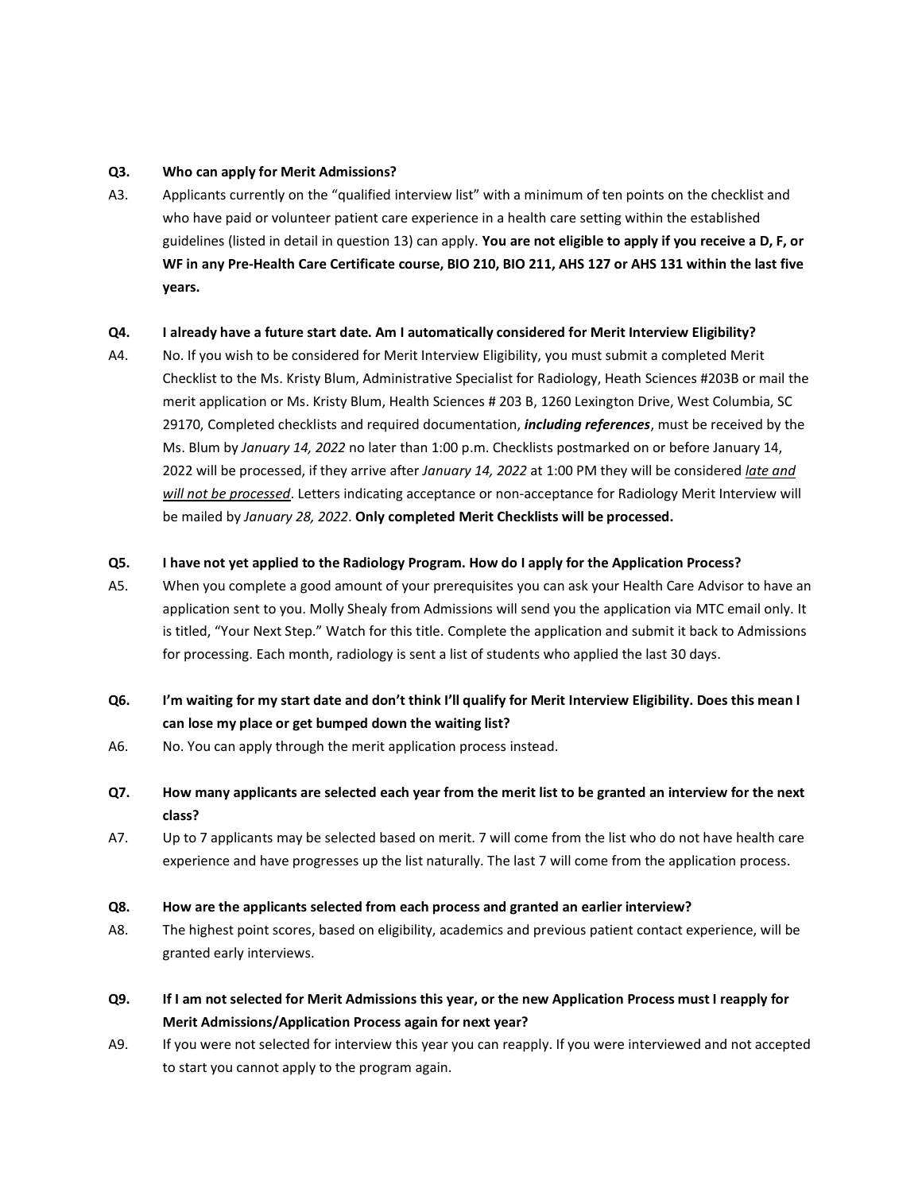**Q3. Who can apply for Merit Admissions?**

A3. Applicants currently on the "qualified interview list" with a minimum of ten points on the checklist and who have paid or volunteer patient care experience in a health care setting within the established guidelines (listed in detail in question 13) can apply. **You are not eligible to apply if you receive a D, F, or WF in any Pre-Health Care Certificate course, BIO 210, BIO 211, AHS 127 or AHS 131 within the last five years.**

**Q4. I already have a future start date. Am I automatically considered for Merit Interview Eligibility?**

A4. No. If you wish to be considered for Merit Interview Eligibility, you must submit a completed Merit Checklist to the Ms. Kristy Blum, Administrative Specialist for Radiology, Heath Sciences #203B or mail the merit application or Ms. Kristy Blum, Health Sciences # 203 B, 1260 Lexington Drive, West Columbia, SC 29170, Completed checklists and required documentation, ***including references***, must be received by the Ms. Blum by *January 14, 2022* no later than 1:00 p.m. Checklists postmarked on or before January 14, 2022 will be processed, if they arrive after *January 14, 2022* at 1:00 PM they will be considered *late and will not be processed*. Letters indicating acceptance or non-acceptance for Radiology Merit Interview will be mailed by *January 28, 2022*. **Only completed Merit Checklists will be processed.**

**Q5. I have not yet applied to the Radiology Program. How do I apply for the Application Process?**

A5. When you complete a good amount of your prerequisites you can ask your Health Care Advisor to have an application sent to you. Molly Shealy from Admissions will send you the application via MTC email only. It is titled, "Your Next Step." Watch for this title. Complete the application and submit it back to Admissions for processing. Each month, radiology is sent a list of students who applied the last 30 days.

**Q6. I'm waiting for my start date and don't think I'll qualify for Merit Interview Eligibility. Does this mean I can lose my place or get bumped down the waiting list?**

A6. No. You can apply through the merit application process instead.

**Q7. How many applicants are selected each year from the merit list to be granted an interview for the next class?**

A7. Up to 7 applicants may be selected based on merit. 7 will come from the list who do not have health care experience and have progresses up the list naturally. The last 7 will come from the application process.

**Q8. How are the applicants selected from each process and granted an earlier interview?**

A8. The highest point scores, based on eligibility, academics and previous patient contact experience, will be granted early interviews.

**Q9. If I am not selected for Merit Admissions this year, or the new Application Process must I reapply for Merit Admissions/Application Process again for next year?**

A9. If you were not selected for interview this year you can reapply. If you were interviewed and not accepted to start you cannot apply to the program again.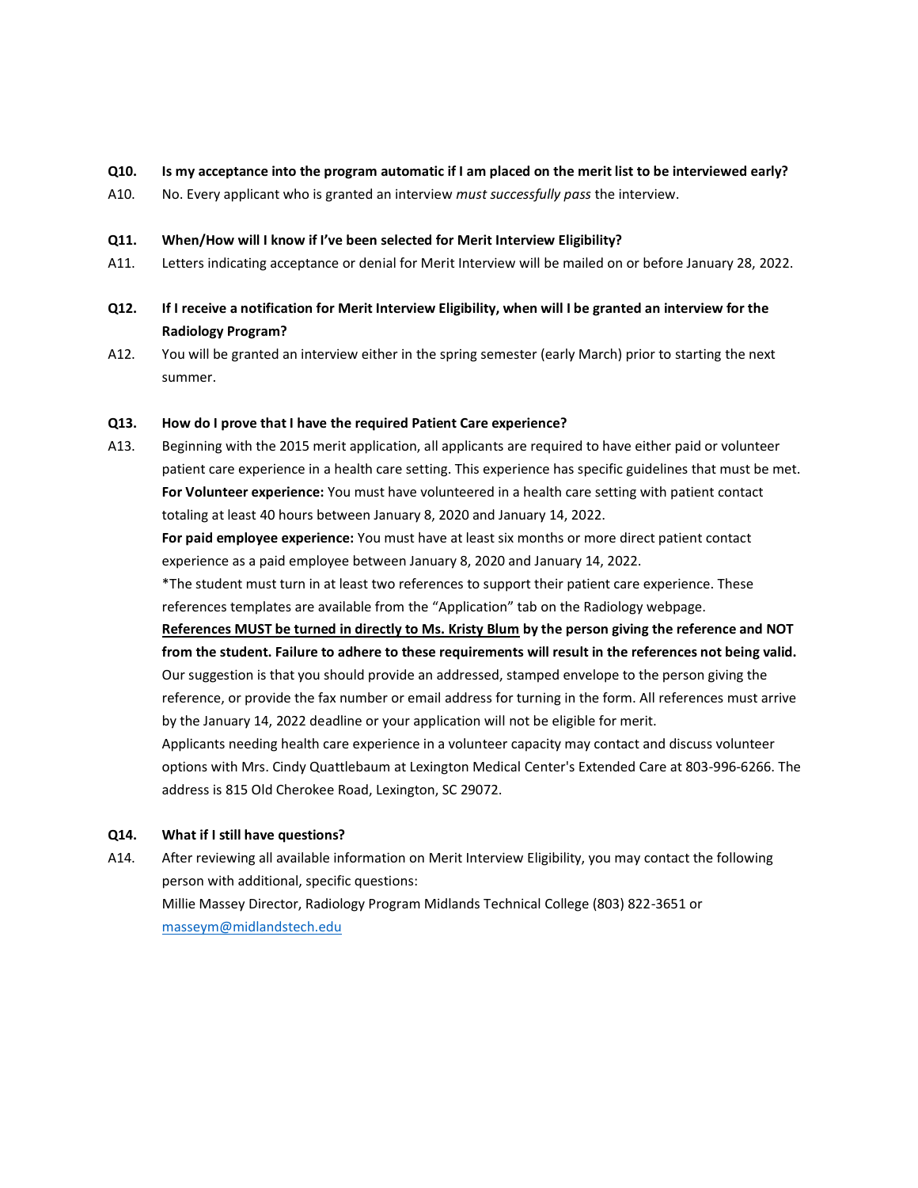**Q10. Is my acceptance into the program automatic if I am placed on the merit list to be interviewed early?**

A10. No. Every applicant who is granted an interview *must successfully pass* the interview.

**Q11. When/How will I know if I've been selected for Merit Interview Eligibility?**

A11. Letters indicating acceptance or denial for Merit Interview will be mailed on or before January 28, 2022.

**Q12. If I receive a notification for Merit Interview Eligibility, when will I be granted an interview for the Radiology Program?**

A12. You will be granted an interview either in the spring semester (early March) prior to starting the next summer.

**Q13. How do I prove that I have the required Patient Care experience?**

A13. Beginning with the 2015 merit application, all applicants are required to have either paid or volunteer patient care experience in a health care setting. This experience has specific guidelines that must be met.

**For Volunteer experience:** You must have volunteered in a health care setting with patient contact totaling at least 40 hours between January 8, 2020 and January 14, 2022.

**For paid employee experience:** You must have at least six months or more direct patient contact experience as a paid employee between January 8, 2020 and January 14, 2022.

*The student must turn in at least two references to support their patient care experience. These references templates are available from the "Application" tab on the Radiology webpage.

**<u>References MUST be turned in directly to Ms. Kristy Blum</u> by the person giving the reference and NOT from the student. Failure to adhere to these requirements will result in the references not being valid.**

Our suggestion is that you should provide an addressed, stamped envelope to the person giving the reference, or provide the fax number or email address for turning in the form. All references must arrive by the January 14, 2022 deadline or your application will not be eligible for merit.

Applicants needing health care experience in a volunteer capacity may contact and discuss volunteer options with Mrs. Cindy Quattlebaum at Lexington Medical Center's Extended Care at 803-996-6266. The address is 815 Old Cherokee Road, Lexington, SC 29072.

**Q14. What if I still have questions?**

A14. After reviewing all available information on Merit Interview Eligibility, you may contact the following person with additional, specific questions:

Millie Massey Director, Radiology Program Midlands Technical College (803) 822-3651 or masseym@midlandstech.edu